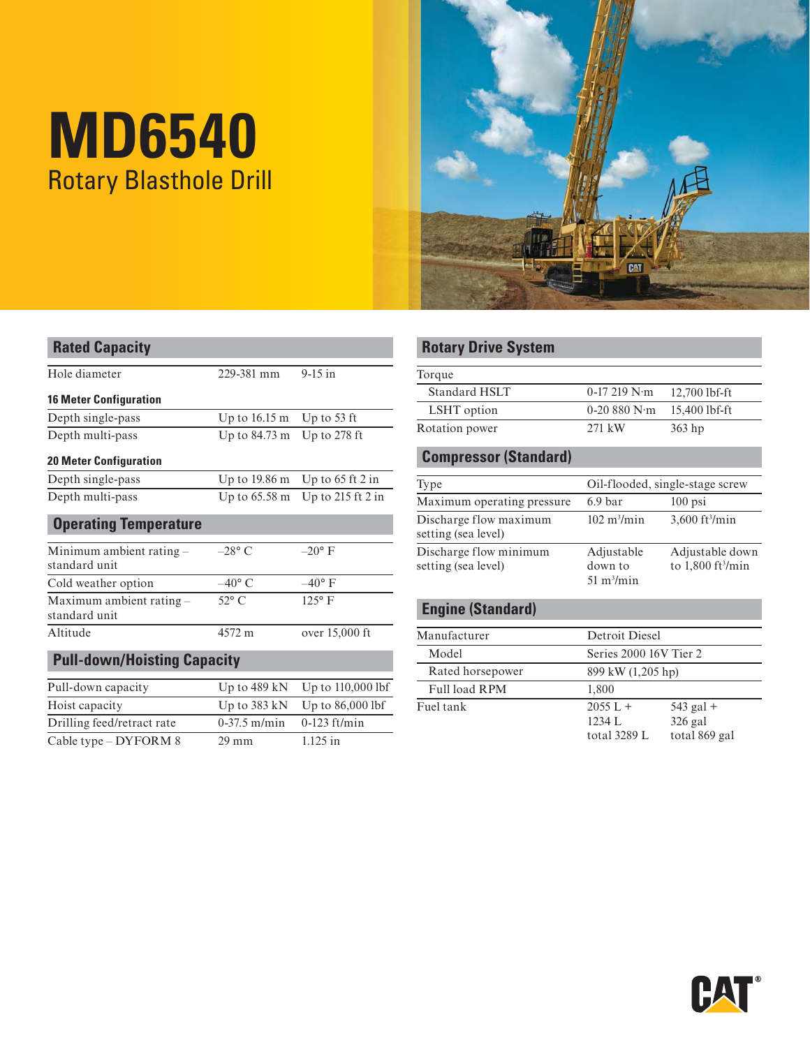# MD6540

## Rotary Blasthole Drill

## Rated Capacity

| | | |
|---|---|---|
| Hole diameter | 229-381 mm | 9-15 in |
| **16 Meter Configuration** | | |
| Depth single-pass | Up to 16.15 m | Up to 53 ft |
| Depth multi-pass | Up to 84.73 m | Up to 278 ft |
| **20 Meter Configuration** | | |
| Depth single-pass | Up to 19.86 m | Up to 65 ft 2 in |
| Depth multi-pass | Up to 65.58 m | Up to 215 ft 2 in |

## Operating Temperature

| | | |
|---|---|---|
| Minimum ambient rating – standard unit | –28° C | –20° F |
| Cold weather option | –40° C | –40° F |
| Maximum ambient rating – standard unit | 52° C | 125° F |
| Altitude | 4572 m | over 15,000 ft |

## Pull-down/Hoisting Capacity

| | | |
|---|---|---|
| Pull-down capacity | Up to 489 kN | Up to 110,000 lbf |
| Hoist capacity | Up to 383 kN | Up to 86,000 lbf |
| Drilling feed/retract rate | 0-37.5 m/min | 0-123 ft/min |
| Cable type – DYFORM 8 | 29 mm | 1.125 in |

## Rotary Drive System

| | | |
|---|---|---|
| Torque | | |
| Standard HSLT | 0-17 219 N·m | 12,700 lbf-ft |
| LSHT option | 0-20 880 N·m | 15,400 lbf-ft |
| Rotation power | 271 kW | 363 hp |

## Compressor (Standard)

| | | |
|---|---|---|
| Type | Oil-flooded, single-stage screw | |
| Maximum operating pressure | 6.9 bar | 100 psi |
| Discharge flow maximum setting (sea level) | 102 $m^3$/min | 3,600 $ft^3$/min |
| Discharge flow minimum setting (sea level) | Adjustable down to 51 $m^3$/min | Adjustable down to 1,800 $ft^3$/min |

## Engine (Standard)

| | | |
|---|---|---|
| Manufacturer | Detroit Diesel | |
| Model | Series 2000 16V Tier 2 | |
| Rated horsepower | 899 kW (1,205 hp) | |
| Full load RPM | 1,800 | |
| Fuel tank | 2055 L + 1234 L total 3289 L | 543 gal + 326 gal total 869 gal |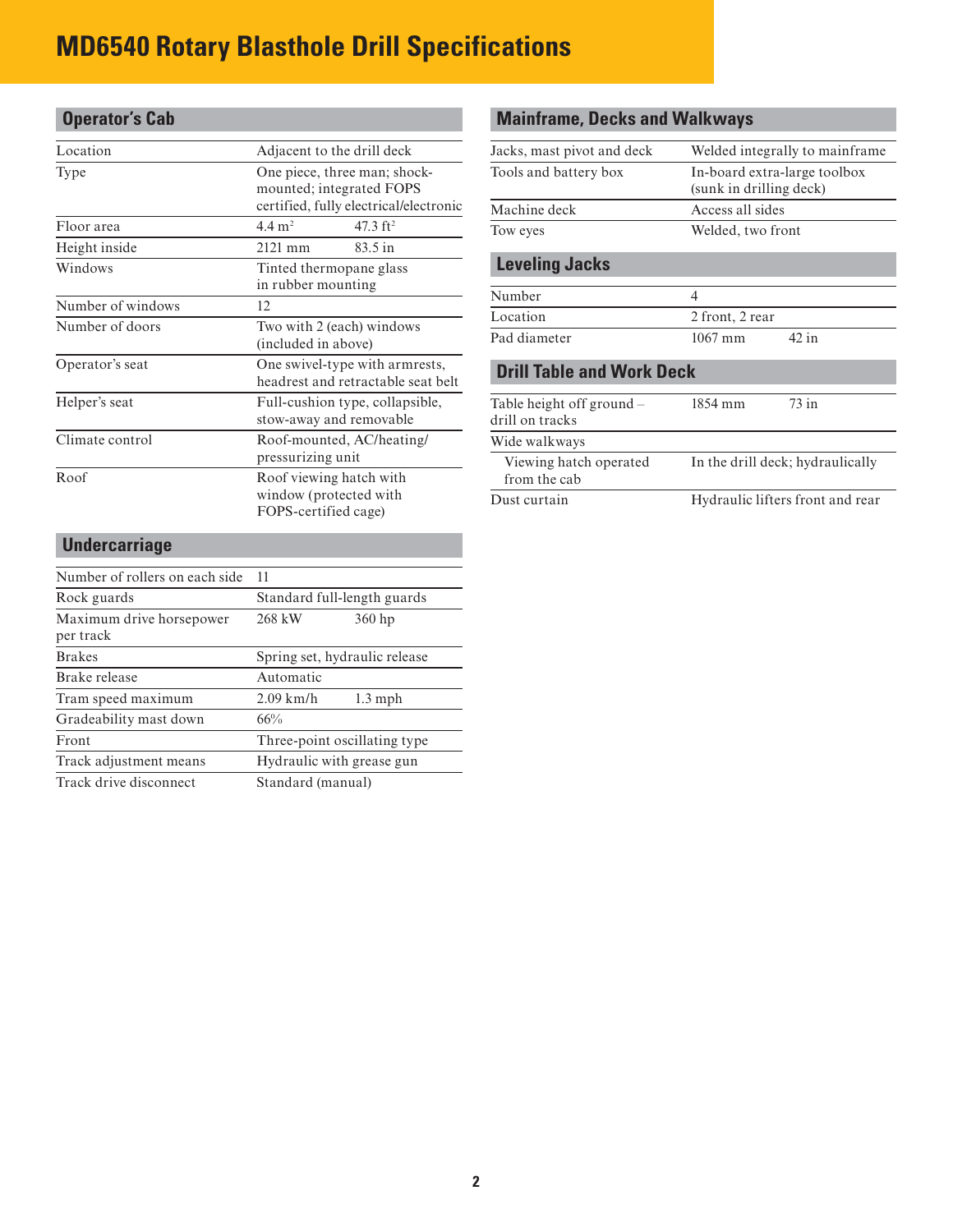# MD6540 Rotary Blasthole Drill Specifications

## Operator's Cab

| | | |
|---|---|---|
| Location | Adjacent to the drill deck | |
| Type | One piece, three man; shock-mounted; integrated FOPS certified, fully electrical/electronic | |
| Floor area | 4.4 $m^2$ | 47.3 $ft^2$ |
| Height inside | 2121 mm | 83.5 in |
| Windows | Tinted thermopane glass in rubber mounting | |
| Number of windows | 12 | |
| Number of doors | Two with 2 (each) windows (included in above) | |
| Operator's seat | One swivel-type with armrests, headrest and retractable seat belt | |
| Helper's seat | Full-cushion type, collapsible, stow-away and removable | |
| Climate control | Roof-mounted, AC/heating/pressurizing unit | |
| Roof | Roof viewing hatch with window (protected with FOPS-certified cage) | |

## Undercarriage

| | | |
|---|---|---|
| Number of rollers on each side | 11 | |
| Rock guards | Standard full-length guards | |
| Maximum drive horsepower per track | 268 kW | 360 hp |
| Brakes | Spring set, hydraulic release | |
| Brake release | Automatic | |
| Tram speed maximum | 2.09 km/h | 1.3 mph |
| Gradeability mast down | 66% | |
| Front | Three-point oscillating type | |
| Track adjustment means | Hydraulic with grease gun | |
| Track drive disconnect | Standard (manual) | |

## Mainframe, Decks and Walkways

| | |
|---|---|
| Jacks, mast pivot and deck | Welded integrally to mainframe |
| Tools and battery box | In-board extra-large toolbox (sunk in drilling deck) |
| Machine deck | Access all sides |
| Tow eyes | Welded, two front |

## Leveling Jacks

| | | |
|---|---|---|
| Number | 4 | |
| Location | 2 front, 2 rear | |
| Pad diameter | 1067 mm | 42 in |

## Drill Table and Work Deck

| | | |
|---|---|---|
| Table height off ground – drill on tracks | 1854 mm | 73 in |
| Wide walkways | | |
| Viewing hatch operated from the cab | In the drill deck; hydraulically | |
| Dust curtain | Hydraulic lifters front and rear | |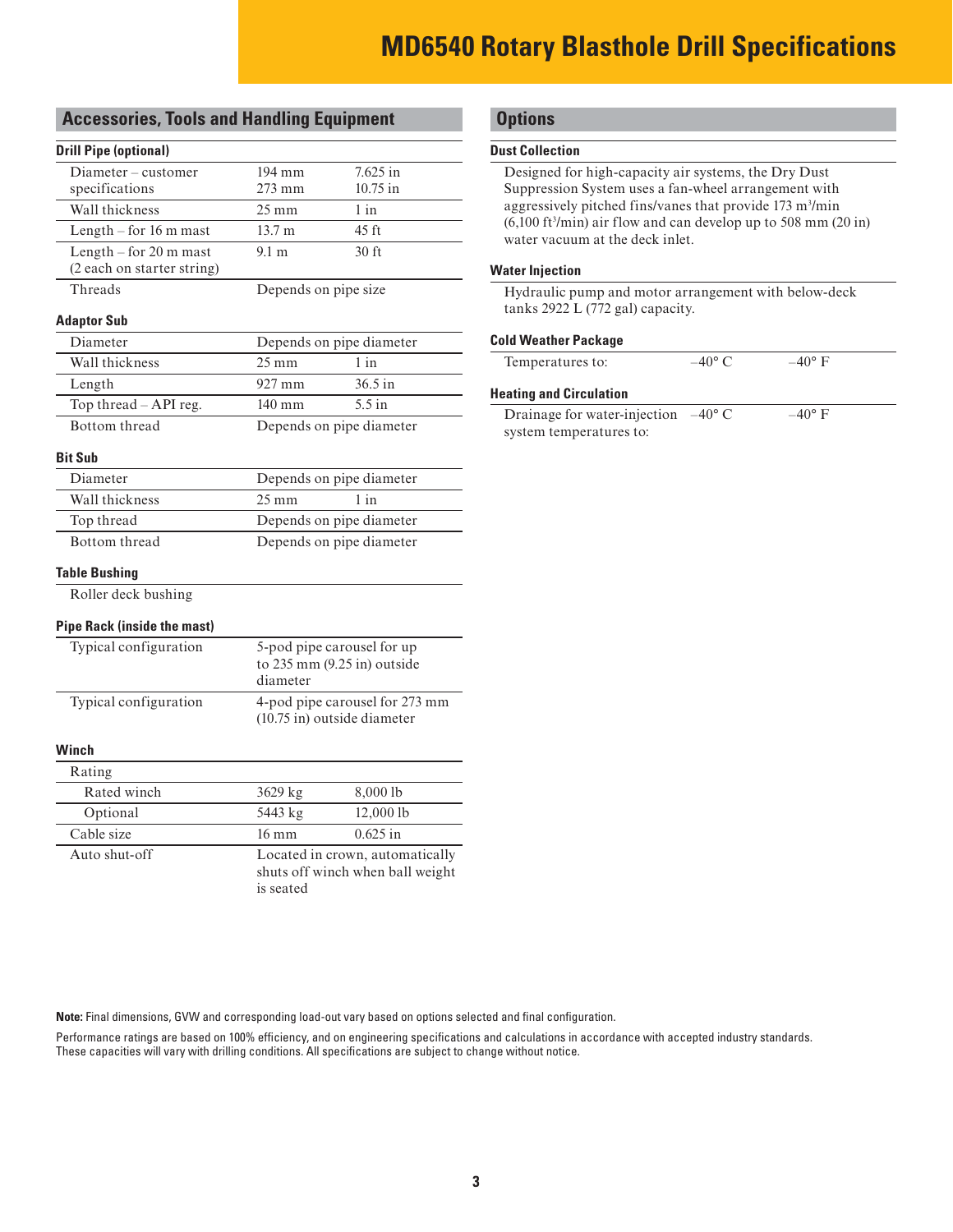# MD6540 Rotary Blasthole Drill Specifications

## Accessories, Tools and Handling Equipment

### Drill Pipe (optional)

| | | |
|---|---|---|
| Diameter – customer specifications | 194 mm<br>273 mm | 7.625 in<br>10.75 in |
| Wall thickness | 25 mm | 1 in |
| Length – for 16 m mast | 13.7 m | 45 ft |
| Length – for 20 m mast (2 each on starter string) | 9.1 m | 30 ft |
| Threads | Depends on pipe size | |

### Adaptor Sub

| | | |
|---|---|---|
| Diameter | Depends on pipe diameter | |
| Wall thickness | 25 mm | 1 in |
| Length | 927 mm | 36.5 in |
| Top thread – API reg. | 140 mm | 5.5 in |
| Bottom thread | Depends on pipe diameter | |

### Bit Sub

| | |
|---|---|
| Diameter | Depends on pipe diameter |
| Wall thickness | 25 mm / 1 in |
| Top thread | Depends on pipe diameter |
| Bottom thread | Depends on pipe diameter |

### Table Bushing

Roller deck bushing

### Pipe Rack (inside the mast)

| | |
|---|---|
| Typical configuration | 5-pod pipe carousel for up to 235 mm (9.25 in) outside diameter |
| Typical configuration | 4-pod pipe carousel for 273 mm (10.75 in) outside diameter |

### Winch

| | | |
|---|---|---|
| Rating | | |
| Rated winch | 3629 kg | 8,000 lb |
| Optional | 5443 kg | 12,000 lb |
| Cable size | 16 mm | 0.625 in |
| Auto shut-off | Located in crown, automatically shuts off winch when ball weight is seated | |

## Options

### Dust Collection

Designed for high-capacity air systems, the Dry Dust Suppression System uses a fan-wheel arrangement with aggressively pitched fins/vanes that provide 173 m³/min (6,100 ft³/min) air flow and can develop up to 508 mm (20 in) water vacuum at the deck inlet.

### Water Injection

Hydraulic pump and motor arrangement with below-deck tanks 2922 L (772 gal) capacity.

### Cold Weather Package

| | | |
|---|---|---|
| Temperatures to: | –40° C | –40° F |

### Heating and Circulation

| | | |
|---|---|---|
| Drainage for water-injection system temperatures to: | –40° C | –40° F |

**Note:** Final dimensions, GVW and corresponding load-out vary based on options selected and final configuration.

Performance ratings are based on 100% efficiency, and on engineering specifications and calculations in accordance with accepted industry standards. These capacities will vary with drilling conditions. All specifications are subject to change without notice.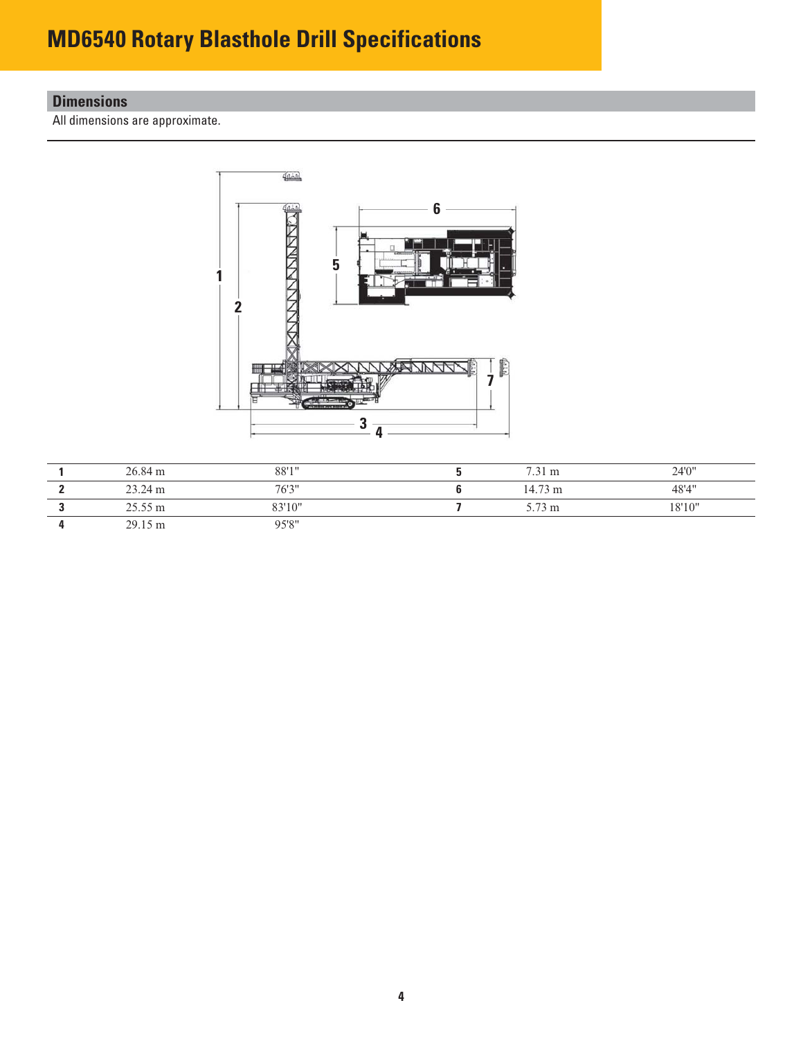# MD6540 Rotary Blasthole Drill Specifications

## Dimensions

All dimensions are approximate.

| | | | | | |
|---|---|---|---|---|---|
| **1** | 26.84 m | 88'1" | **5** | 7.31 m | 24'0" |
| **2** | 23.24 m | 76'3" | **6** | 14.73 m | 48'4" |
| **3** | 25.55 m | 83'10" | **7** | 5.73 m | 18'10" |
| **4** | 29.15 m | 95'8" | | | |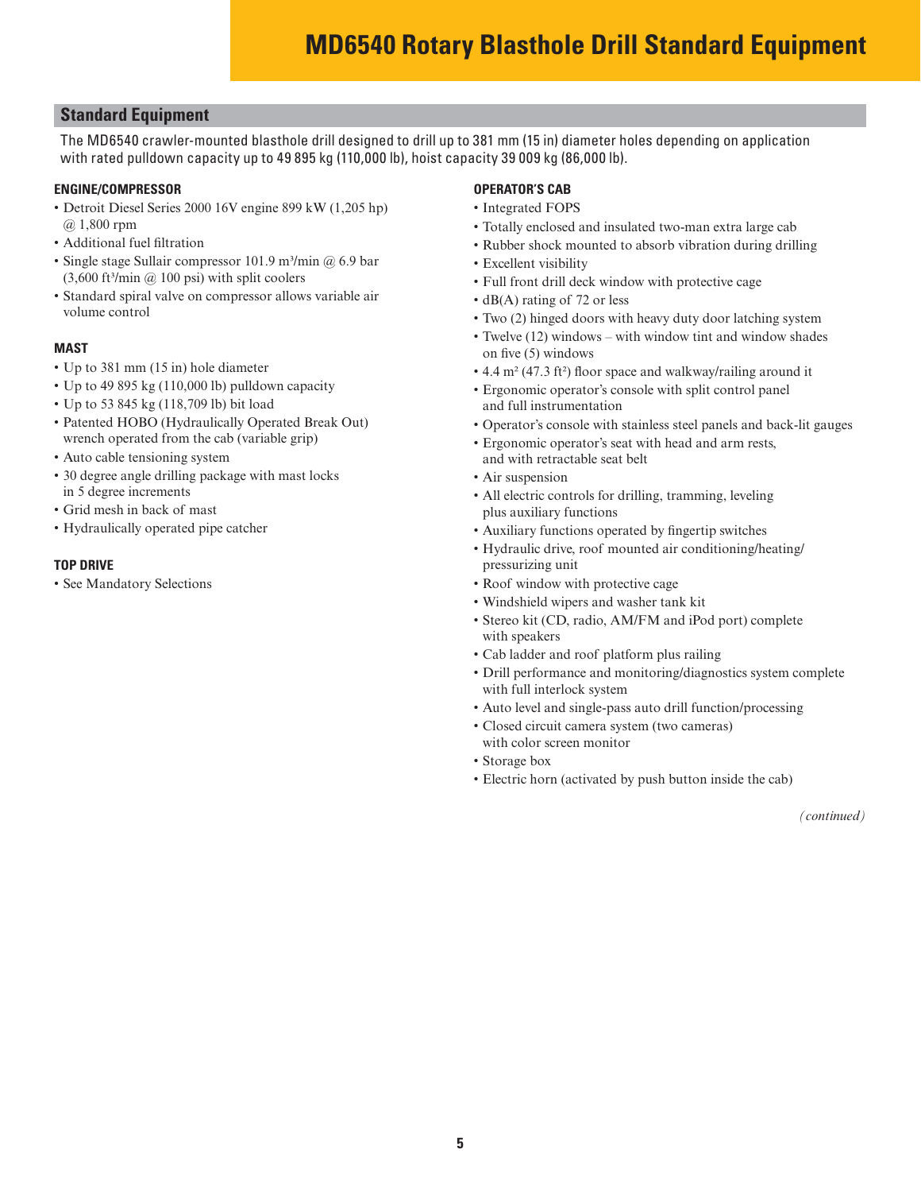# MD6540 Rotary Blasthole Drill Standard Equipment

## Standard Equipment

The MD6540 crawler-mounted blasthole drill designed to drill up to 381 mm (15 in) diameter holes depending on application with rated pulldown capacity up to 49 895 kg (110,000 lb), hoist capacity 39 009 kg (86,000 lb).

### ENGINE/COMPRESSOR

- Detroit Diesel Series 2000 16V engine 899 kW (1,205 hp) @ 1,800 rpm
- Additional fuel filtration
- Single stage Sullair compressor 101.9 m³/min @ 6.9 bar (3,600 ft³/min @ 100 psi) with split coolers
- Standard spiral valve on compressor allows variable air volume control

### MAST

- Up to 381 mm (15 in) hole diameter
- Up to 49 895 kg (110,000 lb) pulldown capacity
- Up to 53 845 kg (118,709 lb) bit load
- Patented HOBO (Hydraulically Operated Break Out) wrench operated from the cab (variable grip)
- Auto cable tensioning system
- 30 degree angle drilling package with mast locks in 5 degree increments
- Grid mesh in back of mast
- Hydraulically operated pipe catcher

### TOP DRIVE

- See Mandatory Selections

### OPERATOR'S CAB

- Integrated FOPS
- Totally enclosed and insulated two-man extra large cab
- Rubber shock mounted to absorb vibration during drilling
- Excellent visibility
- Full front drill deck window with protective cage
- dB(A) rating of 72 or less
- Two (2) hinged doors with heavy duty door latching system
- Twelve (12) windows – with window tint and window shades on five (5) windows
- 4.4 m² (47.3 ft²) floor space and walkway/railing around it
- Ergonomic operator's console with split control panel and full instrumentation
- Operator's console with stainless steel panels and back-lit gauges
- Ergonomic operator's seat with head and arm rests, and with retractable seat belt
- Air suspension
- All electric controls for drilling, tramming, leveling plus auxiliary functions
- Auxiliary functions operated by fingertip switches
- Hydraulic drive, roof mounted air conditioning/heating/pressurizing unit
- Roof window with protective cage
- Windshield wipers and washer tank kit
- Stereo kit (CD, radio, AM/FM and iPod port) complete with speakers
- Cab ladder and roof platform plus railing
- Drill performance and monitoring/diagnostics system complete with full interlock system
- Auto level and single-pass auto drill function/processing
- Closed circuit camera system (two cameras) with color screen monitor
- Storage box
- Electric horn (activated by push button inside the cab)

*(continued)*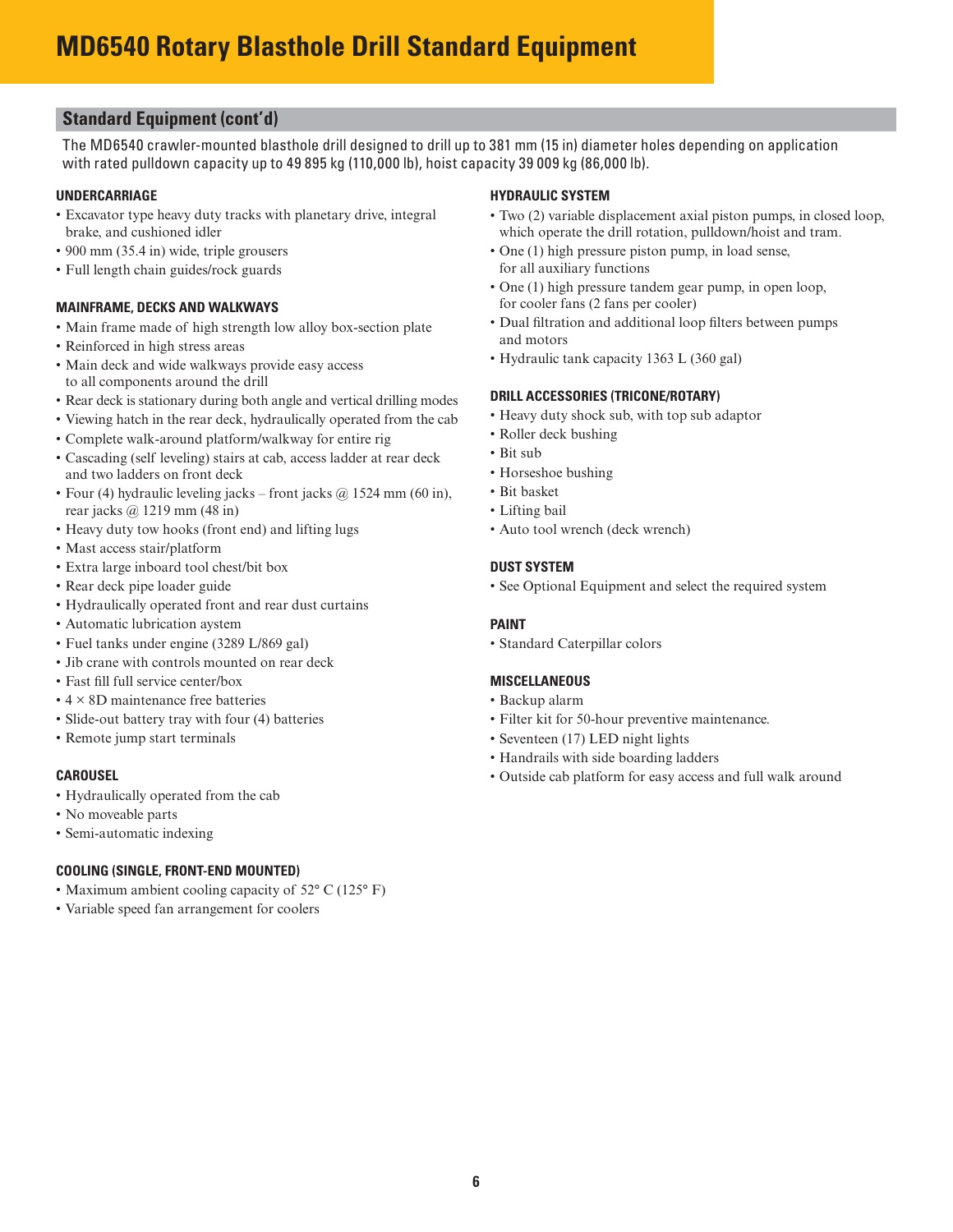# MD6540 Rotary Blasthole Drill Standard Equipment

## Standard Equipment (cont'd)

The MD6540 crawler-mounted blasthole drill designed to drill up to 381 mm (15 in) diameter holes depending on application with rated pulldown capacity up to 49 895 kg (110,000 lb), hoist capacity 39 009 kg (86,000 lb).

### UNDERCARRIAGE

- Excavator type heavy duty tracks with planetary drive, integral brake, and cushioned idler
- 900 mm (35.4 in) wide, triple grousers
- Full length chain guides/rock guards

### MAINFRAME, DECKS AND WALKWAYS

- Main frame made of high strength low alloy box-section plate
- Reinforced in high stress areas
- Main deck and wide walkways provide easy access to all components around the drill
- Rear deck is stationary during both angle and vertical drilling modes
- Viewing hatch in the rear deck, hydraulically operated from the cab
- Complete walk-around platform/walkway for entire rig
- Cascading (self leveling) stairs at cab, access ladder at rear deck and two ladders on front deck
- Four (4) hydraulic leveling jacks – front jacks @ 1524 mm (60 in), rear jacks @ 1219 mm (48 in)
- Heavy duty tow hooks (front end) and lifting lugs
- Mast access stair/platform
- Extra large inboard tool chest/bit box
- Rear deck pipe loader guide
- Hydraulically operated front and rear dust curtains
- Automatic lubrication aystem
- Fuel tanks under engine (3289 L/869 gal)
- Jib crane with controls mounted on rear deck
- Fast fill full service center/box
- 4 × 8D maintenance free batteries
- Slide-out battery tray with four (4) batteries
- Remote jump start terminals

### CAROUSEL

- Hydraulically operated from the cab
- No moveable parts
- Semi-automatic indexing

### COOLING (SINGLE, FRONT-END MOUNTED)

- Maximum ambient cooling capacity of 52° C (125° F)
- Variable speed fan arrangement for coolers

### HYDRAULIC SYSTEM

- Two (2) variable displacement axial piston pumps, in closed loop, which operate the drill rotation, pulldown/hoist and tram.
- One (1) high pressure piston pump, in load sense, for all auxiliary functions
- One (1) high pressure tandem gear pump, in open loop, for cooler fans (2 fans per cooler)
- Dual filtration and additional loop filters between pumps and motors
- Hydraulic tank capacity 1363 L (360 gal)

### DRILL ACCESSORIES (TRICONE/ROTARY)

- Heavy duty shock sub, with top sub adaptor
- Roller deck bushing
- Bit sub
- Horseshoe bushing
- Bit basket
- Lifting bail
- Auto tool wrench (deck wrench)

### DUST SYSTEM

- See Optional Equipment and select the required system

### PAINT

- Standard Caterpillar colors

### MISCELLANEOUS

- Backup alarm
- Filter kit for 50-hour preventive maintenance.
- Seventeen (17) LED night lights
- Handrails with side boarding ladders
- Outside cab platform for easy access and full walk around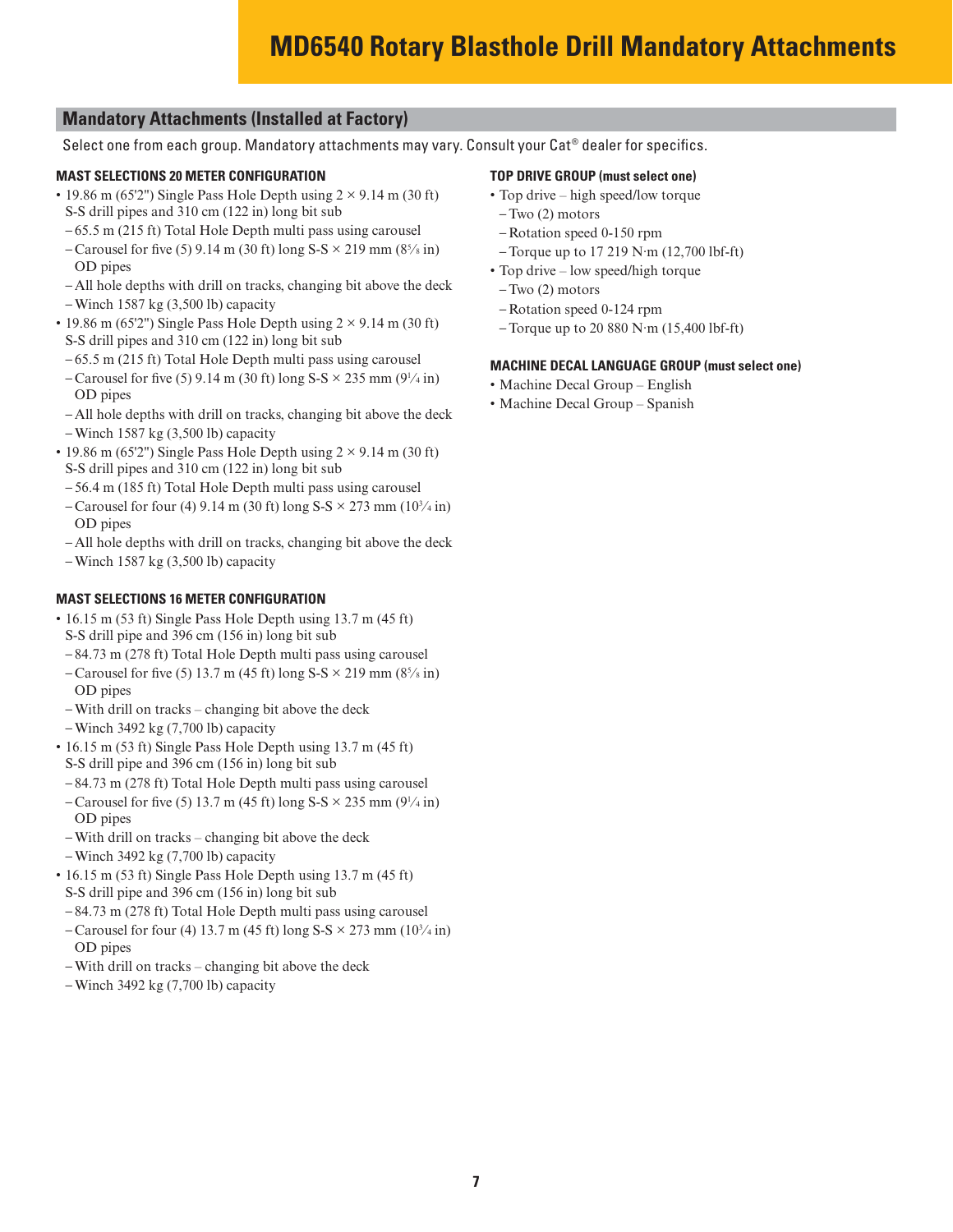# MD6540 Rotary Blasthole Drill Mandatory Attachments

## Mandatory Attachments (Installed at Factory)

Select one from each group. Mandatory attachments may vary. Consult your Cat® dealer for specifics.

### MAST SELECTIONS 20 METER CONFIGURATION

- 19.86 m (65'2") Single Pass Hole Depth using 2 × 9.14 m (30 ft) S-S drill pipes and 310 cm (122 in) long bit sub
  - 65.5 m (215 ft) Total Hole Depth multi pass using carousel
  - Carousel for five (5) 9.14 m (30 ft) long S-S × 219 mm (8⅝ in) OD pipes
  - All hole depths with drill on tracks, changing bit above the deck
  - Winch 1587 kg (3,500 lb) capacity
- 19.86 m (65'2") Single Pass Hole Depth using 2 × 9.14 m (30 ft) S-S drill pipes and 310 cm (122 in) long bit sub
  - 65.5 m (215 ft) Total Hole Depth multi pass using carousel
  - Carousel for five (5) 9.14 m (30 ft) long S-S × 235 mm (9¼ in) OD pipes
  - All hole depths with drill on tracks, changing bit above the deck
  - Winch 1587 kg (3,500 lb) capacity
- 19.86 m (65'2") Single Pass Hole Depth using 2 × 9.14 m (30 ft) S-S drill pipes and 310 cm (122 in) long bit sub
  - 56.4 m (185 ft) Total Hole Depth multi pass using carousel
  - Carousel for four (4) 9.14 m (30 ft) long S-S × 273 mm (10¾ in) OD pipes
  - All hole depths with drill on tracks, changing bit above the deck
  - Winch 1587 kg (3,500 lb) capacity

### MAST SELECTIONS 16 METER CONFIGURATION

- 16.15 m (53 ft) Single Pass Hole Depth using 13.7 m (45 ft) S-S drill pipe and 396 cm (156 in) long bit sub
  - 84.73 m (278 ft) Total Hole Depth multi pass using carousel
  - Carousel for five (5) 13.7 m (45 ft) long S-S × 219 mm (8⅝ in) OD pipes
  - With drill on tracks – changing bit above the deck
  - Winch 3492 kg (7,700 lb) capacity
- 16.15 m (53 ft) Single Pass Hole Depth using 13.7 m (45 ft) S-S drill pipe and 396 cm (156 in) long bit sub
  - 84.73 m (278 ft) Total Hole Depth multi pass using carousel
  - Carousel for five (5) 13.7 m (45 ft) long S-S × 235 mm (9¼ in) OD pipes
  - With drill on tracks – changing bit above the deck
  - Winch 3492 kg (7,700 lb) capacity
- 16.15 m (53 ft) Single Pass Hole Depth using 13.7 m (45 ft) S-S drill pipe and 396 cm (156 in) long bit sub
  - 84.73 m (278 ft) Total Hole Depth multi pass using carousel
  - Carousel for four (4) 13.7 m (45 ft) long S-S × 273 mm (10¾ in) OD pipes
  - With drill on tracks – changing bit above the deck
  - Winch 3492 kg (7,700 lb) capacity

### TOP DRIVE GROUP (must select one)

- Top drive – high speed/low torque
  - Two (2) motors
  - Rotation speed 0-150 rpm
  - Torque up to 17 219 N·m (12,700 lbf-ft)
- Top drive – low speed/high torque
  - Two (2) motors
  - Rotation speed 0-124 rpm
  - Torque up to 20 880 N·m (15,400 lbf-ft)

### MACHINE DECAL LANGUAGE GROUP (must select one)

- Machine Decal Group – English
- Machine Decal Group – Spanish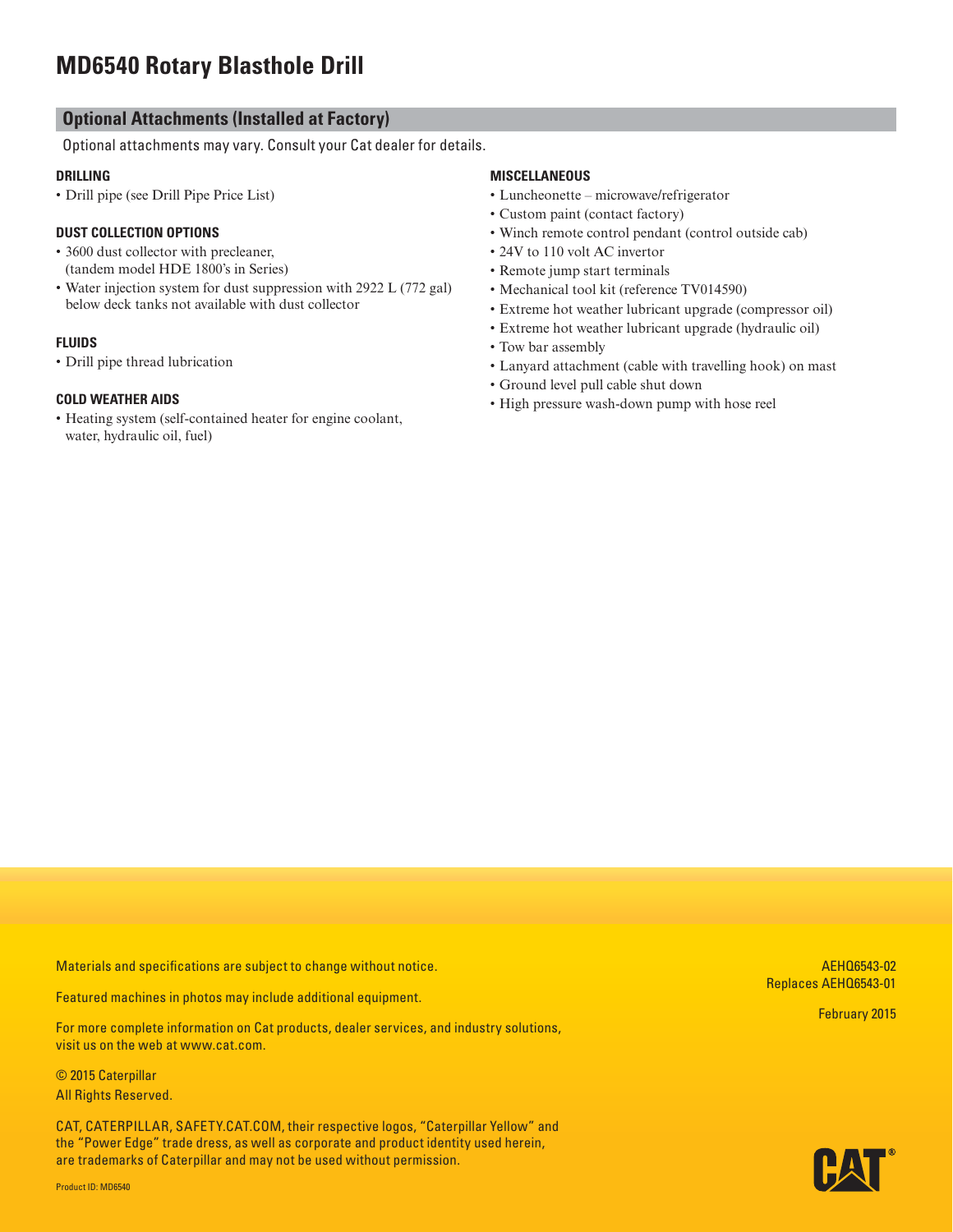# MD6540 Rotary Blasthole Drill

## Optional Attachments (Installed at Factory)

Optional attachments may vary. Consult your Cat dealer for details.

### DRILLING

- Drill pipe (see Drill Pipe Price List)

### DUST COLLECTION OPTIONS

- 3600 dust collector with precleaner, (tandem model HDE 1800's in Series)
- Water injection system for dust suppression with 2922 L (772 gal) below deck tanks not available with dust collector

### FLUIDS

- Drill pipe thread lubrication

### COLD WEATHER AIDS

- Heating system (self-contained heater for engine coolant, water, hydraulic oil, fuel)

### MISCELLANEOUS

- Luncheonette – microwave/refrigerator
- Custom paint (contact factory)
- Winch remote control pendant (control outside cab)
- 24V to 110 volt AC invertor
- Remote jump start terminals
- Mechanical tool kit (reference TV014590)
- Extreme hot weather lubricant upgrade (compressor oil)
- Extreme hot weather lubricant upgrade (hydraulic oil)
- Tow bar assembly
- Lanyard attachment (cable with travelling hook) on mast
- Ground level pull cable shut down
- High pressure wash-down pump with hose reel

Materials and specifications are subject to change without notice.

Featured machines in photos may include additional equipment.

For more complete information on Cat products, dealer services, and industry solutions, visit us on the web at www.cat.com.

© 2015 Caterpillar
All Rights Reserved.

CAT, CATERPILLAR, SAFETY.CAT.COM, their respective logos, "Caterpillar Yellow" and the "Power Edge" trade dress, as well as corporate and product identity used herein, are trademarks of Caterpillar and may not be used without permission.

Product ID: MD6540

AEHQ6543-02
Replaces AEHQ6543-01

February 2015